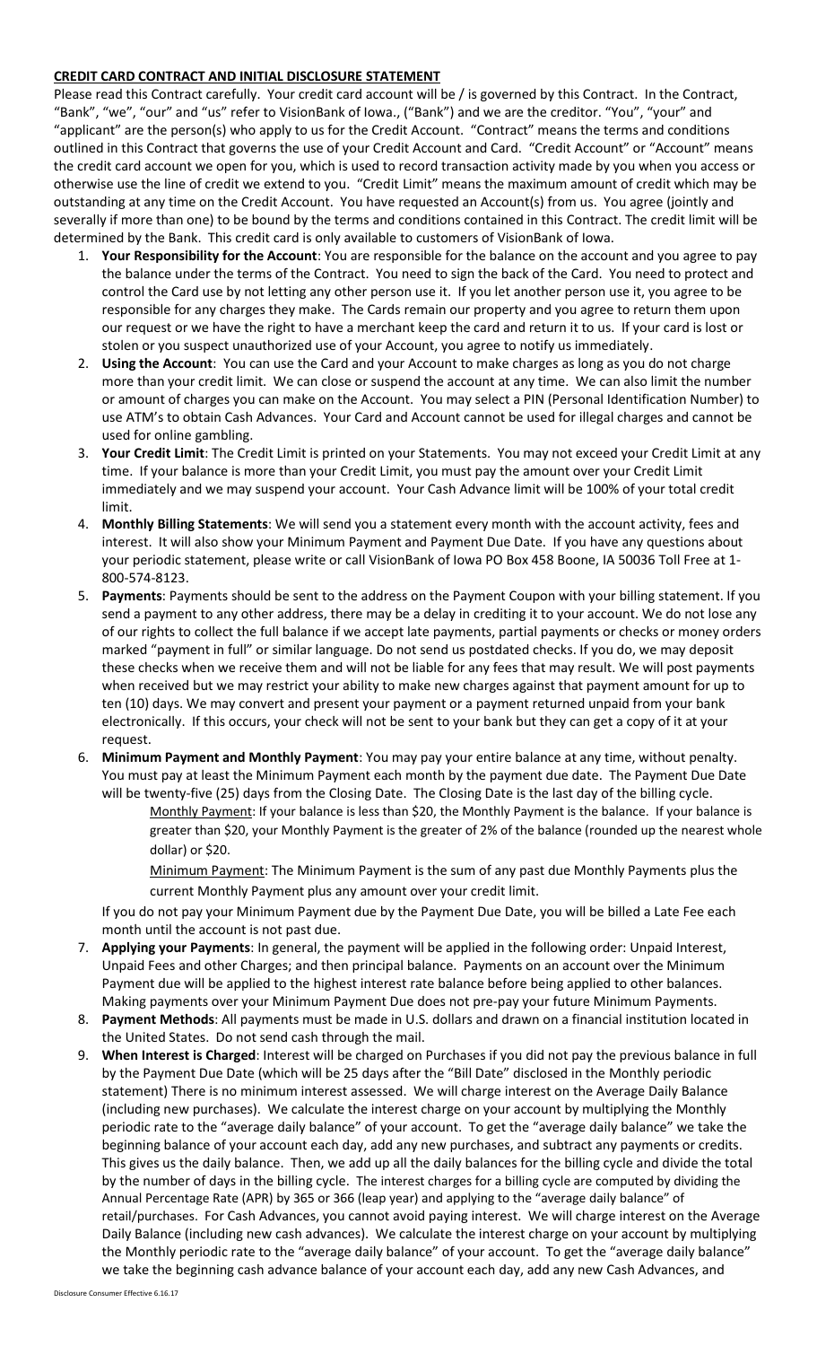**CREDIT CARD CONTRACT AND INITIAL DISCLOSURE STATEMENT**

Please read this Contract carefully. Your credit card account will be / is governed by this Contract. In the Contract, "Bank", "we", "our" and "us" refer to VisionBank of Iowa., ("Bank") and we are the creditor. "You", "your" and "applicant" are the person(s) who apply to us for the Credit Account. "Contract" means the terms and conditions outlined in this Contract that governs the use of your Credit Account and Card. "Credit Account" or "Account" means the credit card account we open for you, which is used to record transaction activity made by you when you access or otherwise use the line of credit we extend to you. "Credit Limit" means the maximum amount of credit which may be outstanding at any time on the Credit Account. You have requested an Account(s) from us. You agree (jointly and severally if more than one) to be bound by the terms and conditions contained in this Contract. The credit limit will be determined by the Bank. This credit card is only available to customers of VisionBank of Iowa.

1. **Your Responsibility for the Account**: You are responsible for the balance on the account and you agree to pay the balance under the terms of the Contract. You need to sign the back of the Card. You need to protect and control the Card use by not letting any other person use it. If you let another person use it, you agree to be responsible for any charges they make. The Cards remain our property and you agree to return them upon our request or we have the right to have a merchant keep the card and return it to us. If your card is lost or stolen or you suspect unauthorized use of your Account, you agree to notify us immediately.
2. **Using the Account**: You can use the Card and your Account to make charges as long as you do not charge more than your credit limit. We can close or suspend the account at any time. We can also limit the number or amount of charges you can make on the Account. You may select a PIN (Personal Identification Number) to use ATM's to obtain Cash Advances. Your Card and Account cannot be used for illegal charges and cannot be used for online gambling.
3. **Your Credit Limit**: The Credit Limit is printed on your Statements. You may not exceed your Credit Limit at any time. If your balance is more than your Credit Limit, you must pay the amount over your Credit Limit immediately and we may suspend your account. Your Cash Advance limit will be 100% of your total credit limit.
4. **Monthly Billing Statements**: We will send you a statement every month with the account activity, fees and interest. It will also show your Minimum Payment and Payment Due Date. If you have any questions about your periodic statement, please write or call VisionBank of Iowa PO Box 458 Boone, IA 50036 Toll Free at 1-800-574-8123.
5. **Payments**: Payments should be sent to the address on the Payment Coupon with your billing statement. If you send a payment to any other address, there may be a delay in crediting it to your account. We do not lose any of our rights to collect the full balance if we accept late payments, partial payments or checks or money orders marked "payment in full" or similar language. Do not send us postdated checks. If you do, we may deposit these checks when we receive them and will not be liable for any fees that may result. We will post payments when received but we may restrict your ability to make new charges against that payment amount for up to ten (10) days. We may convert and present your payment or a payment returned unpaid from your bank electronically. If this occurs, your check will not be sent to your bank but they can get a copy of it at your request.
6. **Minimum Payment and Monthly Payment**: You may pay your entire balance at any time, without penalty. You must pay at least the Minimum Payment each month by the payment due date. The Payment Due Date will be twenty-five (25) days from the Closing Date. The Closing Date is the last day of the billing cycle.

   Monthly Payment: If your balance is less than \$20, the Monthly Payment is the balance. If your balance is greater than \$20, your Monthly Payment is the greater of 2% of the balance (rounded up the nearest whole dollar) or \$20.

   Minimum Payment: The Minimum Payment is the sum of any past due Monthly Payments plus the current Monthly Payment plus any amount over your credit limit.

   If you do not pay your Minimum Payment due by the Payment Due Date, you will be billed a Late Fee each month until the account is not past due.
7. **Applying your Payments**: In general, the payment will be applied in the following order: Unpaid Interest, Unpaid Fees and other Charges; and then principal balance. Payments on an account over the Minimum Payment due will be applied to the highest interest rate balance before being applied to other balances. Making payments over your Minimum Payment Due does not pre-pay your future Minimum Payments.
8. **Payment Methods**: All payments must be made in U.S. dollars and drawn on a financial institution located in the United States. Do not send cash through the mail.
9. **When Interest is Charged**: Interest will be charged on Purchases if you did not pay the previous balance in full by the Payment Due Date (which will be 25 days after the "Bill Date" disclosed in the Monthly periodic statement) There is no minimum interest assessed. We will charge interest on the Average Daily Balance (including new purchases). We calculate the interest charge on your account by multiplying the Monthly periodic rate to the "average daily balance" of your account. To get the "average daily balance" we take the beginning balance of your account each day, add any new purchases, and subtract any payments or credits. This gives us the daily balance. Then, we add up all the daily balances for the billing cycle and divide the total by the number of days in the billing cycle. The interest charges for a billing cycle are computed by dividing the Annual Percentage Rate (APR) by 365 or 366 (leap year) and applying to the "average daily balance" of retail/purchases. For Cash Advances, you cannot avoid paying interest. We will charge interest on the Average Daily Balance (including new cash advances). We calculate the interest charge on your account by multiplying the Monthly periodic rate to the "average daily balance" of your account. To get the "average daily balance" we take the beginning cash advance balance of your account each day, add any new Cash Advances, and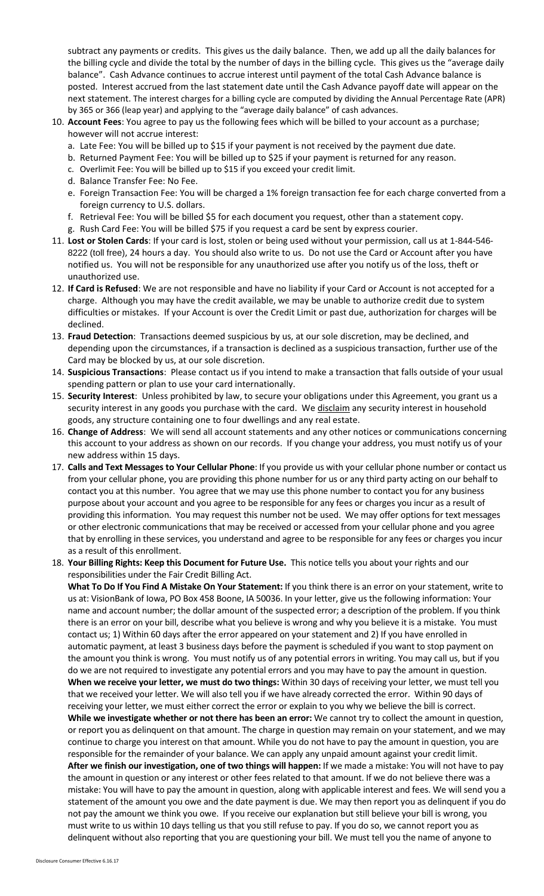subtract any payments or credits. This gives us the daily balance. Then, we add up all the daily balances for the billing cycle and divide the total by the number of days in the billing cycle. This gives us the "average daily balance". Cash Advance continues to accrue interest until payment of the total Cash Advance balance is posted. Interest accrued from the last statement date until the Cash Advance payoff date will appear on the next statement. The interest charges for a billing cycle are computed by dividing the Annual Percentage Rate (APR) by 365 or 366 (leap year) and applying to the "average daily balance" of cash advances.

10. **Account Fees**: You agree to pay us the following fees which will be billed to your account as a purchase; however will not accrue interest:
    a. Late Fee: You will be billed up to $15 if your payment is not received by the payment due date.
    b. Returned Payment Fee: You will be billed up to $25 if your payment is returned for any reason.
    c. Overlimit Fee: You will be billed up to $15 if you exceed your credit limit.
    d. Balance Transfer Fee: No Fee.
    e. Foreign Transaction Fee: You will be charged a 1% foreign transaction fee for each charge converted from a foreign currency to U.S. dollars.
    f. Retrieval Fee: You will be billed $5 for each document you request, other than a statement copy.
    g. Rush Card Fee: You will be billed $75 if you request a card be sent by express courier.
11. **Lost or Stolen Cards**: If your card is lost, stolen or being used without your permission, call us at 1-844-546-8222 (toll free), 24 hours a day. You should also write to us. Do not use the Card or Account after you have notified us. You will not be responsible for any unauthorized use after you notify us of the loss, theft or unauthorized use.
12. **If Card is Refused**: We are not responsible and have no liability if your Card or Account is not accepted for a charge. Although you may have the credit available, we may be unable to authorize credit due to system difficulties or mistakes. If your Account is over the Credit Limit or past due, authorization for charges will be declined.
13. **Fraud Detection**: Transactions deemed suspicious by us, at our sole discretion, may be declined, and depending upon the circumstances, if a transaction is declined as a suspicious transaction, further use of the Card may be blocked by us, at our sole discretion.
14. **Suspicious Transactions**: Please contact us if you intend to make a transaction that falls outside of your usual spending pattern or plan to use your card internationally.
15. **Security Interest**: Unless prohibited by law, to secure your obligations under this Agreement, you grant us a security interest in any goods you purchase with the card. We <u>disclaim</u> any security interest in household goods, any structure containing one to four dwellings and any real estate.
16. **Change of Address**: We will send all account statements and any other notices or communications concerning this account to your address as shown on our records. If you change your address, you must notify us of your new address within 15 days.
17. **Calls and Text Messages to Your Cellular Phone**: If you provide us with your cellular phone number or contact us from your cellular phone, you are providing this phone number for us or any third party acting on our behalf to contact you at this number. You agree that we may use this phone number to contact you for any business purpose about your account and you agree to be responsible for any fees or charges you incur as a result of providing this information. You may request this number not be used. We may offer options for text messages or other electronic communications that may be received or accessed from your cellular phone and you agree that by enrolling in these services, you understand and agree to be responsible for any fees or charges you incur as a result of this enrollment.
18. **Your Billing Rights: Keep this Document for Future Use.** This notice tells you about your rights and our responsibilities under the Fair Credit Billing Act.

    **What To Do If You Find A Mistake On Your Statement:** If you think there is an error on your statement, write to us at: VisionBank of Iowa, PO Box 458 Boone, IA 50036. In your letter, give us the following information: Your name and account number; the dollar amount of the suspected error; a description of the problem. If you think there is an error on your bill, describe what you believe is wrong and why you believe it is a mistake. You must contact us; 1) Within 60 days after the error appeared on your statement and 2) If you have enrolled in automatic payment, at least 3 business days before the payment is scheduled if you want to stop payment on the amount you think is wrong. You must notify us of any potential errors in writing. You may call us, but if you do we are not required to investigate any potential errors and you may have to pay the amount in question.
    **When we receive your letter, we must do two things:** Within 30 days of receiving your letter, we must tell you that we received your letter. We will also tell you if we have already corrected the error. Within 90 days of receiving your letter, we must either correct the error or explain to you why we believe the bill is correct.
    **While we investigate whether or not there has been an error:** We cannot try to collect the amount in question, or report you as delinquent on that amount. The charge in question may remain on your statement, and we may continue to charge you interest on that amount. While you do not have to pay the amount in question, you are responsible for the remainder of your balance. We can apply any unpaid amount against your credit limit.
    **After we finish our investigation, one of two things will happen:** If we made a mistake: You will not have to pay the amount in question or any interest or other fees related to that amount. If we do not believe there was a mistake: You will have to pay the amount in question, along with applicable interest and fees. We will send you a statement of the amount you owe and the date payment is due. We may then report you as delinquent if you do not pay the amount we think you owe. If you receive our explanation but still believe your bill is wrong, you must write to us within 10 days telling us that you still refuse to pay. If you do so, we cannot report you as delinquent without also reporting that you are questioning your bill. We must tell you the name of anyone to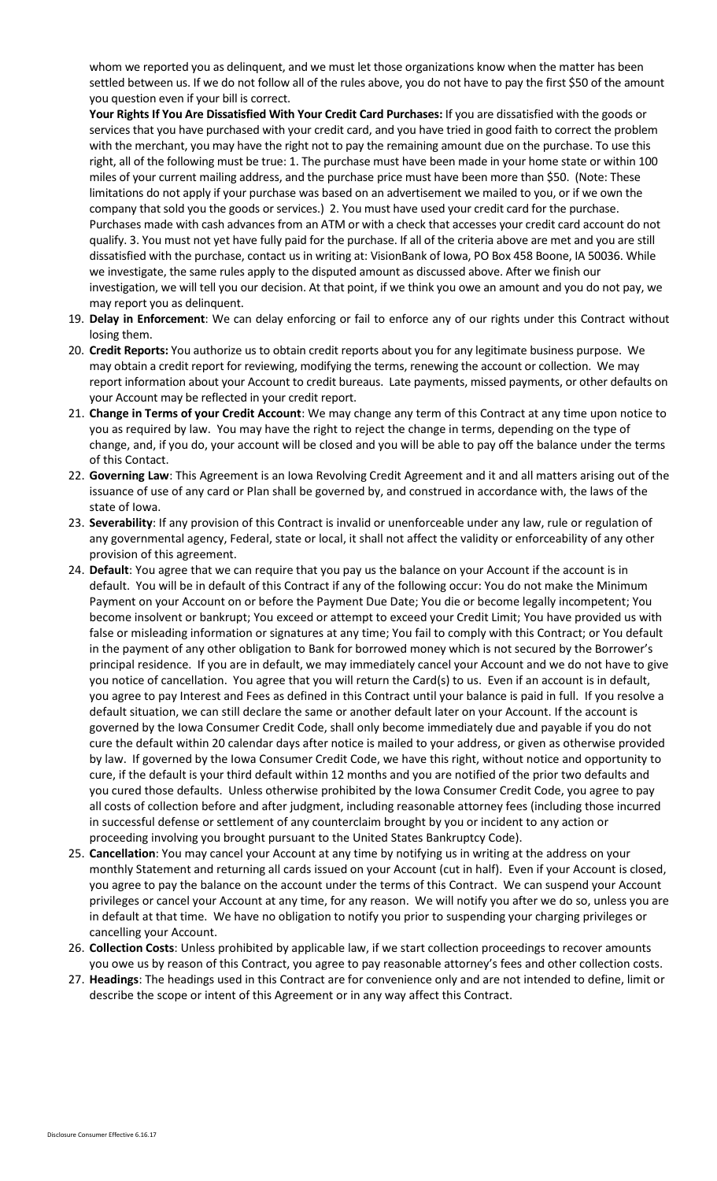whom we reported you as delinquent, and we must let those organizations know when the matter has been settled between us. If we do not follow all of the rules above, you do not have to pay the first $50 of the amount you question even if your bill is correct.

**Your Rights If You Are Dissatisfied With Your Credit Card Purchases:** If you are dissatisfied with the goods or services that you have purchased with your credit card, and you have tried in good faith to correct the problem with the merchant, you may have the right not to pay the remaining amount due on the purchase. To use this right, all of the following must be true: 1. The purchase must have been made in your home state or within 100 miles of your current mailing address, and the purchase price must have been more than $50. (Note: These limitations do not apply if your purchase was based on an advertisement we mailed to you, or if we own the company that sold you the goods or services.) 2. You must have used your credit card for the purchase. Purchases made with cash advances from an ATM or with a check that accesses your credit card account do not qualify. 3. You must not yet have fully paid for the purchase. If all of the criteria above are met and you are still dissatisfied with the purchase, contact us in writing at: VisionBank of Iowa, PO Box 458 Boone, IA 50036. While we investigate, the same rules apply to the disputed amount as discussed above. After we finish our investigation, we will tell you our decision. At that point, if we think you owe an amount and you do not pay, we may report you as delinquent.

19. **Delay in Enforcement**: We can delay enforcing or fail to enforce any of our rights under this Contract without losing them.
20. **Credit Reports:** You authorize us to obtain credit reports about you for any legitimate business purpose. We may obtain a credit report for reviewing, modifying the terms, renewing the account or collection. We may report information about your Account to credit bureaus. Late payments, missed payments, or other defaults on your Account may be reflected in your credit report.
21. **Change in Terms of your Credit Account**: We may change any term of this Contract at any time upon notice to you as required by law. You may have the right to reject the change in terms, depending on the type of change, and, if you do, your account will be closed and you will be able to pay off the balance under the terms of this Contact.
22. **Governing Law**: This Agreement is an Iowa Revolving Credit Agreement and it and all matters arising out of the issuance of use of any card or Plan shall be governed by, and construed in accordance with, the laws of the state of Iowa.
23. **Severability**: If any provision of this Contract is invalid or unenforceable under any law, rule or regulation of any governmental agency, Federal, state or local, it shall not affect the validity or enforceability of any other provision of this agreement.
24. **Default**: You agree that we can require that you pay us the balance on your Account if the account is in default. You will be in default of this Contract if any of the following occur: You do not make the Minimum Payment on your Account on or before the Payment Due Date; You die or become legally incompetent; You become insolvent or bankrupt; You exceed or attempt to exceed your Credit Limit; You have provided us with false or misleading information or signatures at any time; You fail to comply with this Contract; or You default in the payment of any other obligation to Bank for borrowed money which is not secured by the Borrower's principal residence. If you are in default, we may immediately cancel your Account and we do not have to give you notice of cancellation. You agree that you will return the Card(s) to us. Even if an account is in default, you agree to pay Interest and Fees as defined in this Contract until your balance is paid in full. If you resolve a default situation, we can still declare the same or another default later on your Account. If the account is governed by the Iowa Consumer Credit Code, shall only become immediately due and payable if you do not cure the default within 20 calendar days after notice is mailed to your address, or given as otherwise provided by law. If governed by the Iowa Consumer Credit Code, we have this right, without notice and opportunity to cure, if the default is your third default within 12 months and you are notified of the prior two defaults and you cured those defaults. Unless otherwise prohibited by the Iowa Consumer Credit Code, you agree to pay all costs of collection before and after judgment, including reasonable attorney fees (including those incurred in successful defense or settlement of any counterclaim brought by you or incident to any action or proceeding involving you brought pursuant to the United States Bankruptcy Code).
25. **Cancellation**: You may cancel your Account at any time by notifying us in writing at the address on your monthly Statement and returning all cards issued on your Account (cut in half). Even if your Account is closed, you agree to pay the balance on the account under the terms of this Contract. We can suspend your Account privileges or cancel your Account at any time, for any reason. We will notify you after we do so, unless you are in default at that time. We have no obligation to notify you prior to suspending your charging privileges or cancelling your Account.
26. **Collection Costs**: Unless prohibited by applicable law, if we start collection proceedings to recover amounts you owe us by reason of this Contract, you agree to pay reasonable attorney's fees and other collection costs.
27. **Headings**: The headings used in this Contract are for convenience only and are not intended to define, limit or describe the scope or intent of this Agreement or in any way affect this Contract.

Disclosure Consumer Effective 6.16.17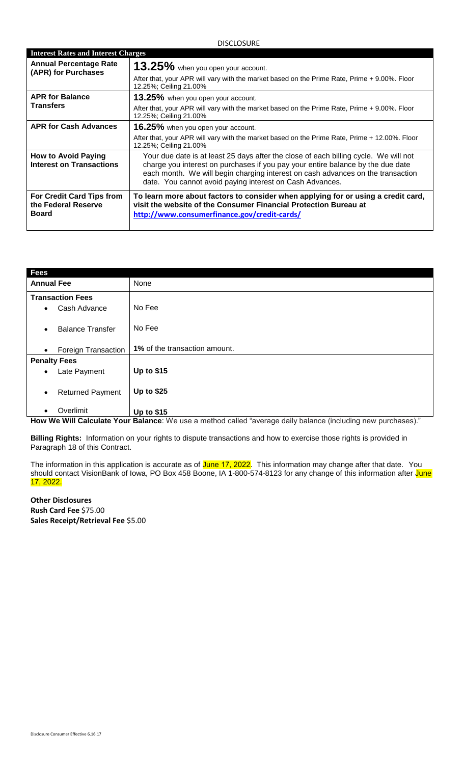DISCLOSURE

| Interest Rates and Interest Charges | |
|---|---|
| **Annual Percentage Rate (APR) for Purchases** | **13.25%** when you open your account. After that, your APR will vary with the market based on the Prime Rate, Prime + 9.00%. Floor 12.25%; Ceiling 21.00% |
| **APR for Balance Transfers** | **13.25%** when you open your account. After that, your APR will vary with the market based on the Prime Rate, Prime + 9.00%. Floor 12.25%; Ceiling 21.00% |
| **APR for Cash Advances** | **16.25%** when you open your account. After that, your APR will vary with the market based on the Prime Rate, Prime + 12.00%. Floor 12.25%; Ceiling 21.00% |
| **How to Avoid Paying Interest on Transactions** | Your due date is at least 25 days after the close of each billing cycle. We will not charge you interest on purchases if you pay your entire balance by the due date each month. We will begin charging interest on cash advances on the transaction date. You cannot avoid paying interest on Cash Advances. |
| **For Credit Card Tips from the Federal Reserve Board** | **To learn more about factors to consider when applying for or using a credit card, visit the website of the Consumer Financial Protection Bureau at http://www.consumerfinance.gov/credit-cards/** |

| Fees | |
|---|---|
| **Annual Fee** | None |
| **Transaction Fees** | |
| • Cash Advance | No Fee |
| • Balance Transfer | No Fee |
| • Foreign Transaction | **1%** of the transaction amount. |
| **Penalty Fees** | |
| • Late Payment | **Up to $15** |
| • Returned Payment | **Up to $25** |
| • Overlimit | **Up to $15** |

**How We Will Calculate Your Balance**: We use a method called "average daily balance (including new purchases)."

**Billing Rights:** Information on your rights to dispute transactions and how to exercise those rights is provided in Paragraph 18 of this Contract.

The information in this application is accurate as of June 17, 2022. This information may change after that date. You should contact VisionBank of Iowa, PO Box 458 Boone, IA 1-800-574-8123 for any change of this information after June 17, 2022.

**Other Disclosures**
**Rush Card Fee** $75.00
**Sales Receipt/Retrieval Fee** $5.00

Disclosure Consumer Effective 6.16.17